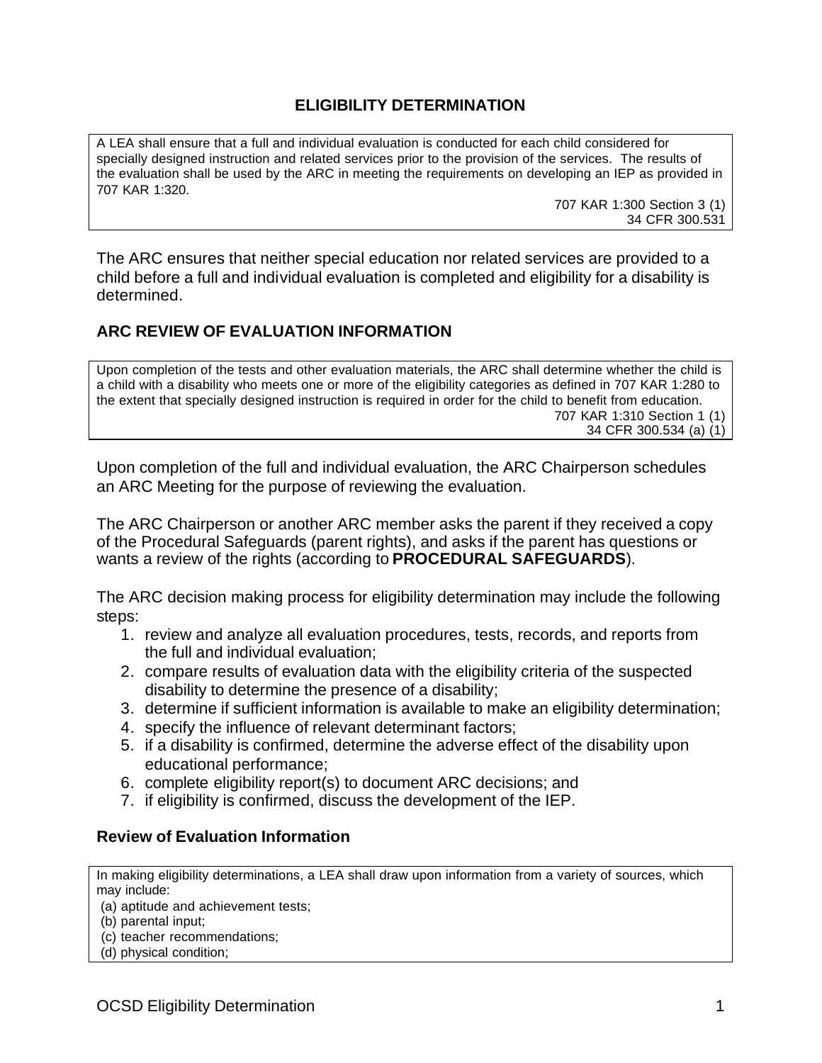# ELIGIBILITY DETERMINATION

> A LEA shall ensure that a full and individual evaluation is conducted for each child considered for specially designed instruction and related services prior to the provision of the services. The results of the evaluation shall be used by the ARC in meeting the requirements on developing an IEP as provided in 707 KAR 1:320.
>
> 707 KAR 1:300 Section 3 (1)
> 34 CFR 300.531

The ARC ensures that neither special education nor related services are provided to a child before a full and individual evaluation is completed and eligibility for a disability is determined.

## ARC REVIEW OF EVALUATION INFORMATION

> Upon completion of the tests and other evaluation materials, the ARC shall determine whether the child is a child with a disability who meets one or more of the eligibility categories as defined in 707 KAR 1:280 to the extent that specially designed instruction is required in order for the child to benefit from education.
>
> 707 KAR 1:310 Section 1 (1)
> 34 CFR 300.534 (a) (1)

Upon completion of the full and individual evaluation, the ARC Chairperson schedules an ARC Meeting for the purpose of reviewing the evaluation.

The ARC Chairperson or another ARC member asks the parent if they received a copy of the Procedural Safeguards (parent rights), and asks if the parent has questions or wants a review of the rights (according to **PROCEDURAL SAFEGUARDS**).

The ARC decision making process for eligibility determination may include the following steps:

1. review and analyze all evaluation procedures, tests, records, and reports from the full and individual evaluation;
2. compare results of evaluation data with the eligibility criteria of the suspected disability to determine the presence of a disability;
3. determine if sufficient information is available to make an eligibility determination;
4. specify the influence of relevant determinant factors;
5. if a disability is confirmed, determine the adverse effect of the disability upon educational performance;
6. complete eligibility report(s) to document ARC decisions; and
7. if eligibility is confirmed, discuss the development of the IEP.

### Review of Evaluation Information

> In making eligibility determinations, a LEA shall draw upon information from a variety of sources, which may include:
> (a) aptitude and achievement tests;
> (b) parental input;
> (c) teacher recommendations;
> (d) physical condition;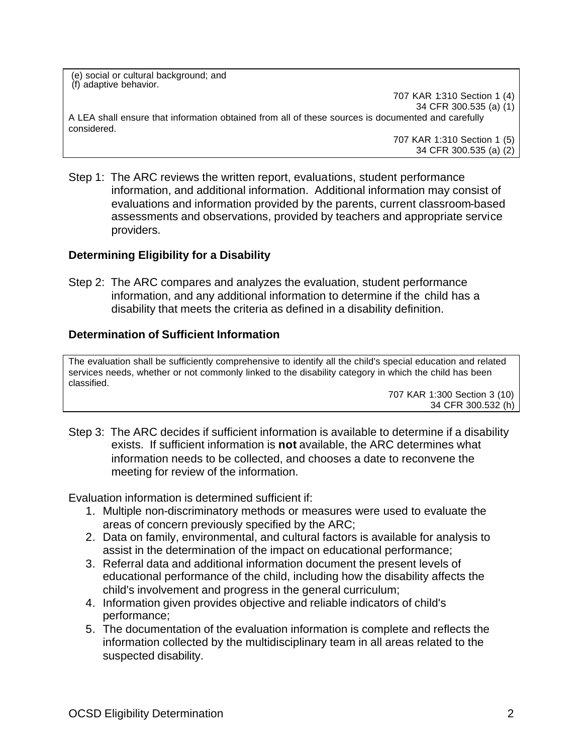(e) social or cultural background; and
(f) adaptive behavior.

707 KAR 1:310 Section 1 (4)
34 CFR 300.535 (a) (1)

A LEA shall ensure that information obtained from all of these sources is documented and carefully considered.

707 KAR 1:310 Section 1 (5)
34 CFR 300.535 (a) (2)

Step 1: The ARC reviews the written report, evaluations, student performance information, and additional information. Additional information may consist of evaluations and information provided by the parents, current classroom-based assessments and observations, provided by teachers and appropriate service providers.

### Determining Eligibility for a Disability

Step 2: The ARC compares and analyzes the evaluation, student performance information, and any additional information to determine if the child has a disability that meets the criteria as defined in a disability definition.

### Determination of Sufficient Information

The evaluation shall be sufficiently comprehensive to identify all the child's special education and related services needs, whether or not commonly linked to the disability category in which the child has been classified.

707 KAR 1:300 Section 3 (10)
34 CFR 300.532 (h)

Step 3: The ARC decides if sufficient information is available to determine if a disability exists. If sufficient information is **not** available, the ARC determines what information needs to be collected, and chooses a date to reconvene the meeting for review of the information.

Evaluation information is determined sufficient if:

1. Multiple non-discriminatory methods or measures were used to evaluate the areas of concern previously specified by the ARC;
2. Data on family, environmental, and cultural factors is available for analysis to assist in the determination of the impact on educational performance;
3. Referral data and additional information document the present levels of educational performance of the child, including how the disability affects the child's involvement and progress in the general curriculum;
4. Information given provides objective and reliable indicators of child's performance;
5. The documentation of the evaluation information is complete and reflects the information collected by the multidisciplinary team in all areas related to the suspected disability.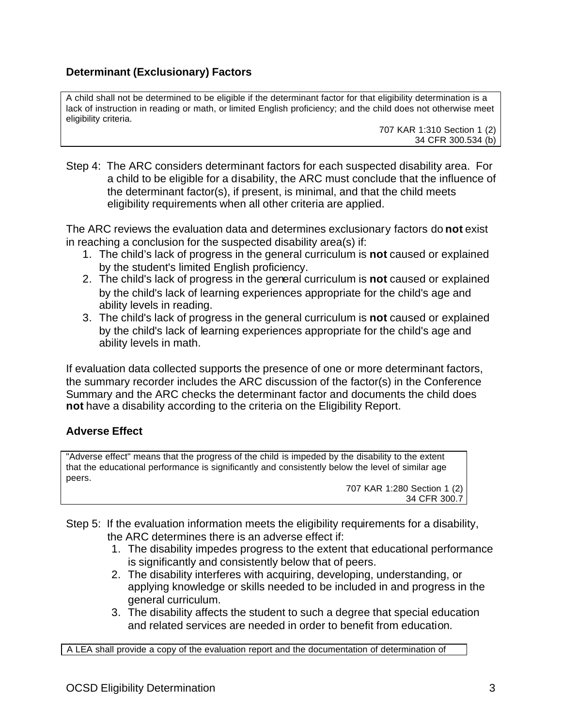## Determinant (Exclusionary) Factors

> A child shall not be determined to be eligible if the determinant factor for that eligibility determination is a lack of instruction in reading or math, or limited English proficiency; and the child does not otherwise meet eligibility criteria.
>
> 707 KAR 1:310 Section 1 (2)
> 34 CFR 300.534 (b)

Step 4: The ARC considers determinant factors for each suspected disability area. For a child to be eligible for a disability, the ARC must conclude that the influence of the determinant factor(s), if present, is minimal, and that the child meets eligibility requirements when all other criteria are applied.

The ARC reviews the evaluation data and determines exclusionary factors do **not** exist in reaching a conclusion for the suspected disability area(s) if:

1. The child's lack of progress in the general curriculum is **not** caused or explained by the student's limited English proficiency.
2. The child's lack of progress in the general curriculum is **not** caused or explained by the child's lack of learning experiences appropriate for the child's age and ability levels in reading.
3. The child's lack of progress in the general curriculum is **not** caused or explained by the child's lack of learning experiences appropriate for the child's age and ability levels in math.

If evaluation data collected supports the presence of one or more determinant factors, the summary recorder includes the ARC discussion of the factor(s) in the Conference Summary and the ARC checks the determinant factor and documents the child does **not** have a disability according to the criteria on the Eligibility Report.

## Adverse Effect

> "Adverse effect" means that the progress of the child is impeded by the disability to the extent that the educational performance is significantly and consistently below the level of similar age peers.
>
> 707 KAR 1:280 Section 1 (2)
> 34 CFR 300.7

Step 5: If the evaluation information meets the eligibility requirements for a disability, the ARC determines there is an adverse effect if:

1. The disability impedes progress to the extent that educational performance is significantly and consistently below that of peers.
2. The disability interferes with acquiring, developing, understanding, or applying knowledge or skills needed to be included in and progress in the general curriculum.
3. The disability affects the student to such a degree that special education and related services are needed in order to benefit from education.

> A LEA shall provide a copy of the evaluation report and the documentation of determination of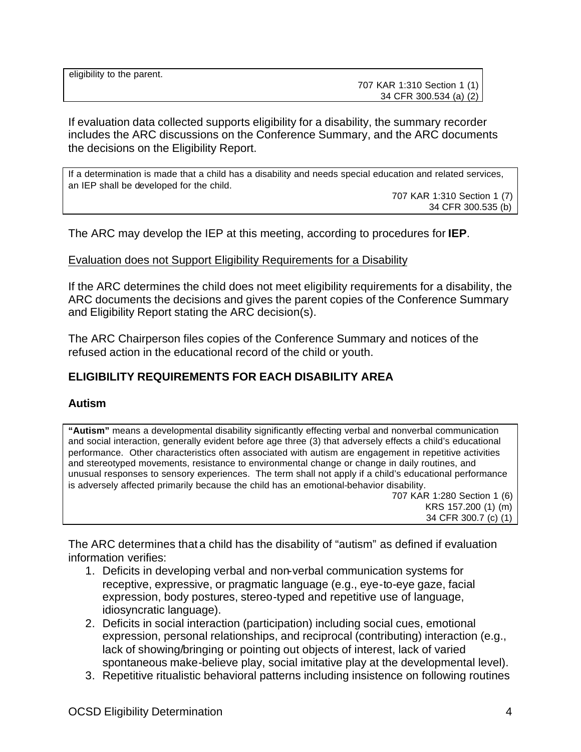> eligibility to the parent.
>
> 707 KAR 1:310 Section 1 (1)
> 34 CFR 300.534 (a) (2)

If evaluation data collected supports eligibility for a disability, the summary recorder includes the ARC discussions on the Conference Summary, and the ARC documents the decisions on the Eligibility Report.

> If a determination is made that a child has a disability and needs special education and related services, an IEP shall be developed for the child.
>
> 707 KAR 1:310 Section 1 (7)
> 34 CFR 300.535 (b)

The ARC may develop the IEP at this meeting, according to procedures for **IEP**.

Evaluation does not Support Eligibility Requirements for a Disability

If the ARC determines the child does not meet eligibility requirements for a disability, the ARC documents the decisions and gives the parent copies of the Conference Summary and Eligibility Report stating the ARC decision(s).

The ARC Chairperson files copies of the Conference Summary and notices of the refused action in the educational record of the child or youth.

## ELIGIBILITY REQUIREMENTS FOR EACH DISABILITY AREA

### Autism

> **"Autism"** means a developmental disability significantly effecting verbal and nonverbal communication and social interaction, generally evident before age three (3) that adversely effects a child's educational performance. Other characteristics often associated with autism are engagement in repetitive activities and stereotyped movements, resistance to environmental change or change in daily routines, and unusual responses to sensory experiences. The term shall not apply if a child's educational performance is adversely affected primarily because the child has an emotional-behavior disability.
>
> 707 KAR 1:280 Section 1 (6)
> KRS 157.200 (1) (m)
> 34 CFR 300.7 (c) (1)

The ARC determines that a child has the disability of "autism" as defined if evaluation information verifies:

1. Deficits in developing verbal and non-verbal communication systems for receptive, expressive, or pragmatic language (e.g., eye-to-eye gaze, facial expression, body postures, stereo-typed and repetitive use of language, idiosyncratic language).
2. Deficits in social interaction (participation) including social cues, emotional expression, personal relationships, and reciprocal (contributing) interaction (e.g., lack of showing/bringing or pointing out objects of interest, lack of varied spontaneous make-believe play, social imitative play at the developmental level).
3. Repetitive ritualistic behavioral patterns including insistence on following routines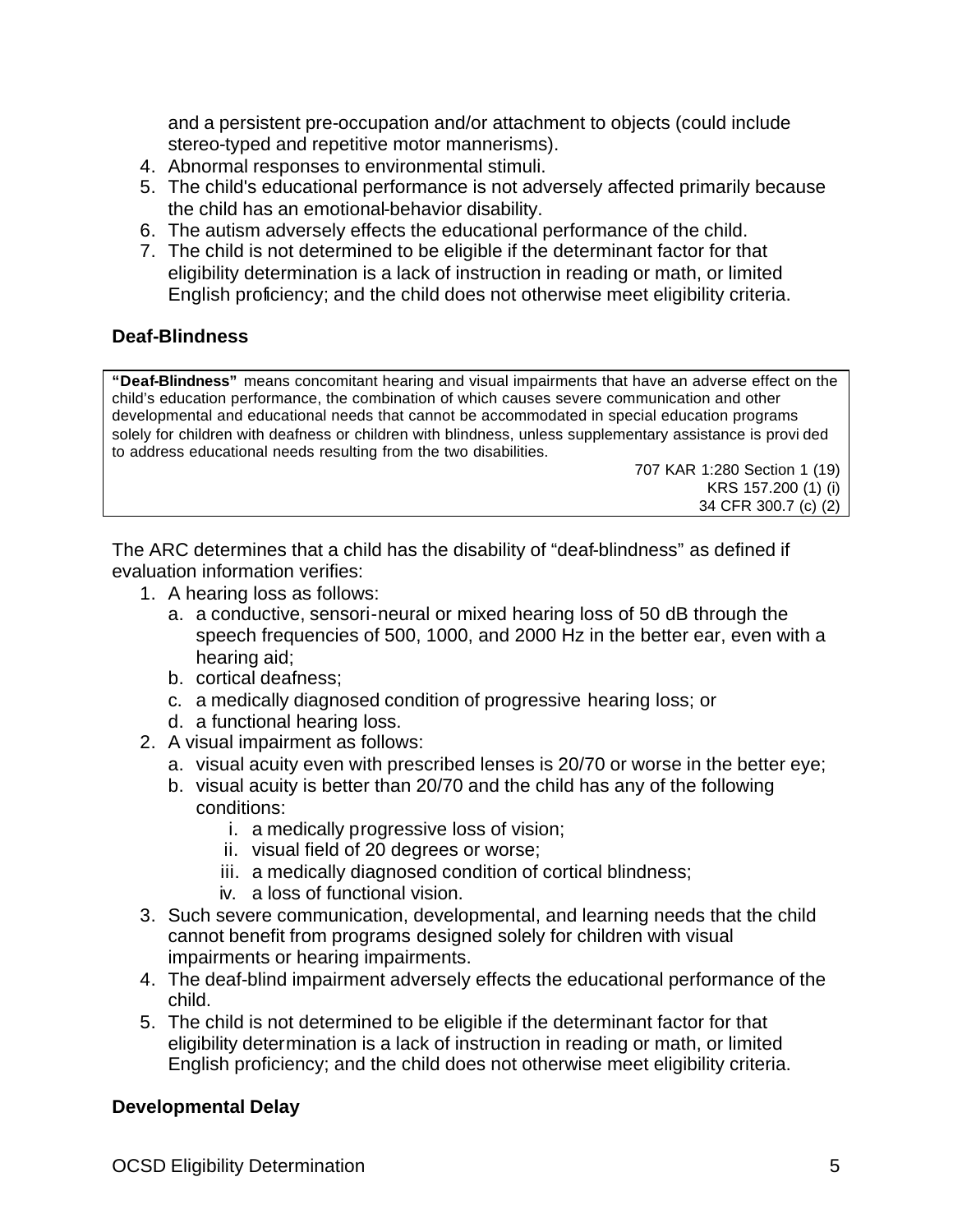and a persistent pre-occupation and/or attachment to objects (could include stereo-typed and repetitive motor mannerisms).

4. Abnormal responses to environmental stimuli.
5. The child's educational performance is not adversely affected primarily because the child has an emotional-behavior disability.
6. The autism adversely effects the educational performance of the child.
7. The child is not determined to be eligible if the determinant factor for that eligibility determination is a lack of instruction in reading or math, or limited English proficiency; and the child does not otherwise meet eligibility criteria.

### Deaf-Blindness

> **"Deaf-Blindness"** means concomitant hearing and visual impairments that have an adverse effect on the child's education performance, the combination of which causes severe communication and other developmental and educational needs that cannot be accommodated in special education programs solely for children with deafness or children with blindness, unless supplementary assistance is provided to address educational needs resulting from the two disabilities.
>
> 707 KAR 1:280 Section 1 (19)
> KRS 157.200 (1) (i)
> 34 CFR 300.7 (c) (2)

The ARC determines that a child has the disability of "deaf-blindness" as defined if evaluation information verifies:

1. A hearing loss as follows:
   a. a conductive, sensori-neural or mixed hearing loss of 50 dB through the speech frequencies of 500, 1000, and 2000 Hz in the better ear, even with a hearing aid;
   b. cortical deafness;
   c. a medically diagnosed condition of progressive hearing loss; or
   d. a functional hearing loss.
2. A visual impairment as follows:
   a. visual acuity even with prescribed lenses is 20/70 or worse in the better eye;
   b. visual acuity is better than 20/70 and the child has any of the following conditions:
      i. a medically progressive loss of vision;
      ii. visual field of 20 degrees or worse;
      iii. a medically diagnosed condition of cortical blindness;
      iv. a loss of functional vision.
3. Such severe communication, developmental, and learning needs that the child cannot benefit from programs designed solely for children with visual impairments or hearing impairments.
4. The deaf-blind impairment adversely effects the educational performance of the child.
5. The child is not determined to be eligible if the determinant factor for that eligibility determination is a lack of instruction in reading or math, or limited English proficiency; and the child does not otherwise meet eligibility criteria.

### Developmental Delay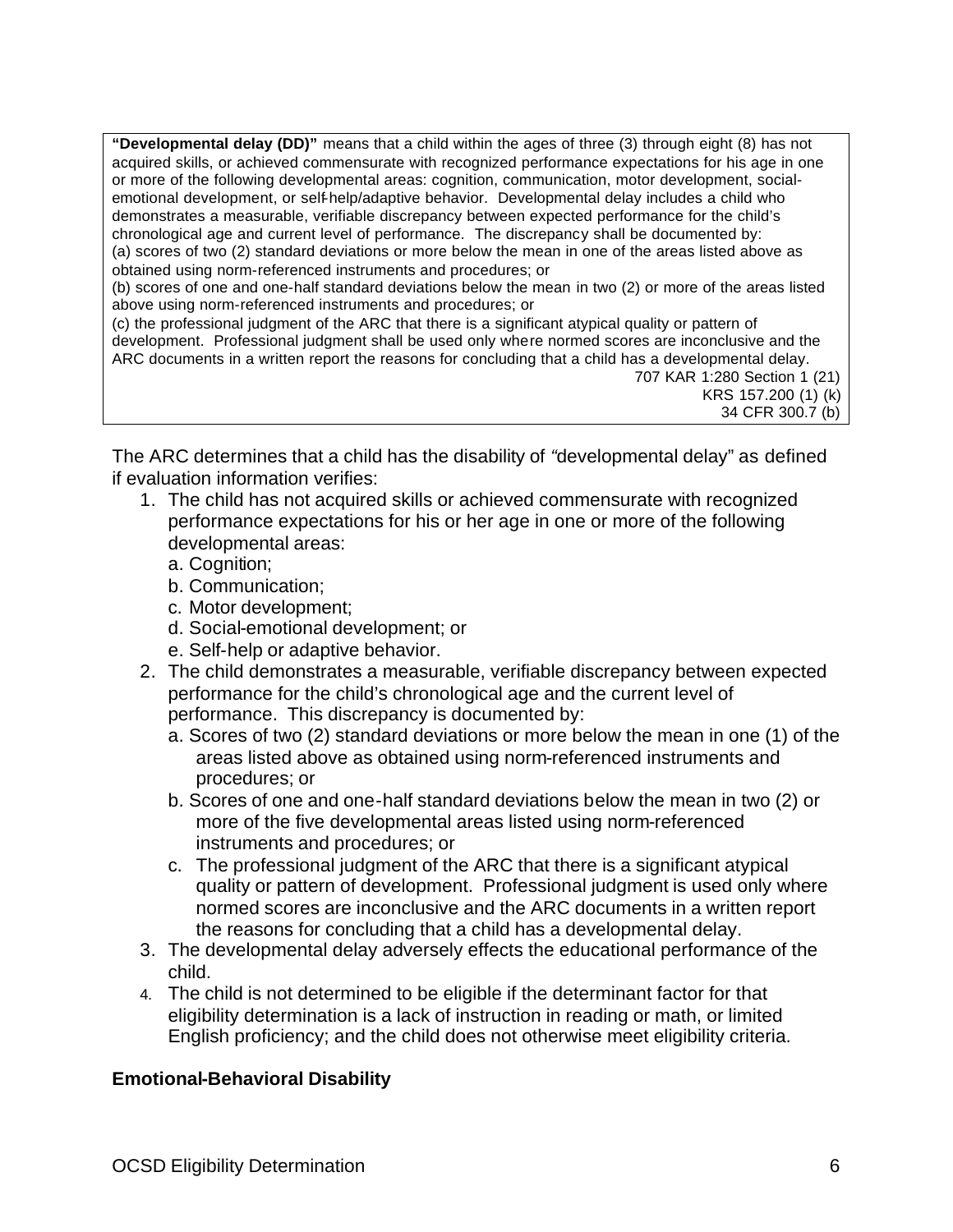**"Developmental delay (DD)"** means that a child within the ages of three (3) through eight (8) has not acquired skills, or achieved commensurate with recognized performance expectations for his age in one or more of the following developmental areas: cognition, communication, motor development, social-emotional development, or self-help/adaptive behavior. Developmental delay includes a child who demonstrates a measurable, verifiable discrepancy between expected performance for the child's chronological age and current level of performance. The discrepancy shall be documented by:
(a) scores of two (2) standard deviations or more below the mean in one of the areas listed above as obtained using norm-referenced instruments and procedures; or
(b) scores of one and one-half standard deviations below the mean in two (2) or more of the areas listed above using norm-referenced instruments and procedures; or
(c) the professional judgment of the ARC that there is a significant atypical quality or pattern of development. Professional judgment shall be used only where normed scores are inconclusive and the ARC documents in a written report the reasons for concluding that a child has a developmental delay.

707 KAR 1:280 Section 1 (21)
KRS 157.200 (1) (k)
34 CFR 300.7 (b)

The ARC determines that a child has the disability of "developmental delay" as defined if evaluation information verifies:

1. The child has not acquired skills or achieved commensurate with recognized performance expectations for his or her age in one or more of the following developmental areas:
   a. Cognition;
   b. Communication;
   c. Motor development;
   d. Social-emotional development; or
   e. Self-help or adaptive behavior.
2. The child demonstrates a measurable, verifiable discrepancy between expected performance for the child's chronological age and the current level of performance. This discrepancy is documented by:
   a. Scores of two (2) standard deviations or more below the mean in one (1) of the areas listed above as obtained using norm-referenced instruments and procedures; or
   b. Scores of one and one-half standard deviations below the mean in two (2) or more of the five developmental areas listed using norm-referenced instruments and procedures; or
   c. The professional judgment of the ARC that there is a significant atypical quality or pattern of development. Professional judgment is used only where normed scores are inconclusive and the ARC documents in a written report the reasons for concluding that a child has a developmental delay.
3. The developmental delay adversely effects the educational performance of the child.
4. The child is not determined to be eligible if the determinant factor for that eligibility determination is a lack of instruction in reading or math, or limited English proficiency; and the child does not otherwise meet eligibility criteria.

**Emotional-Behavioral Disability**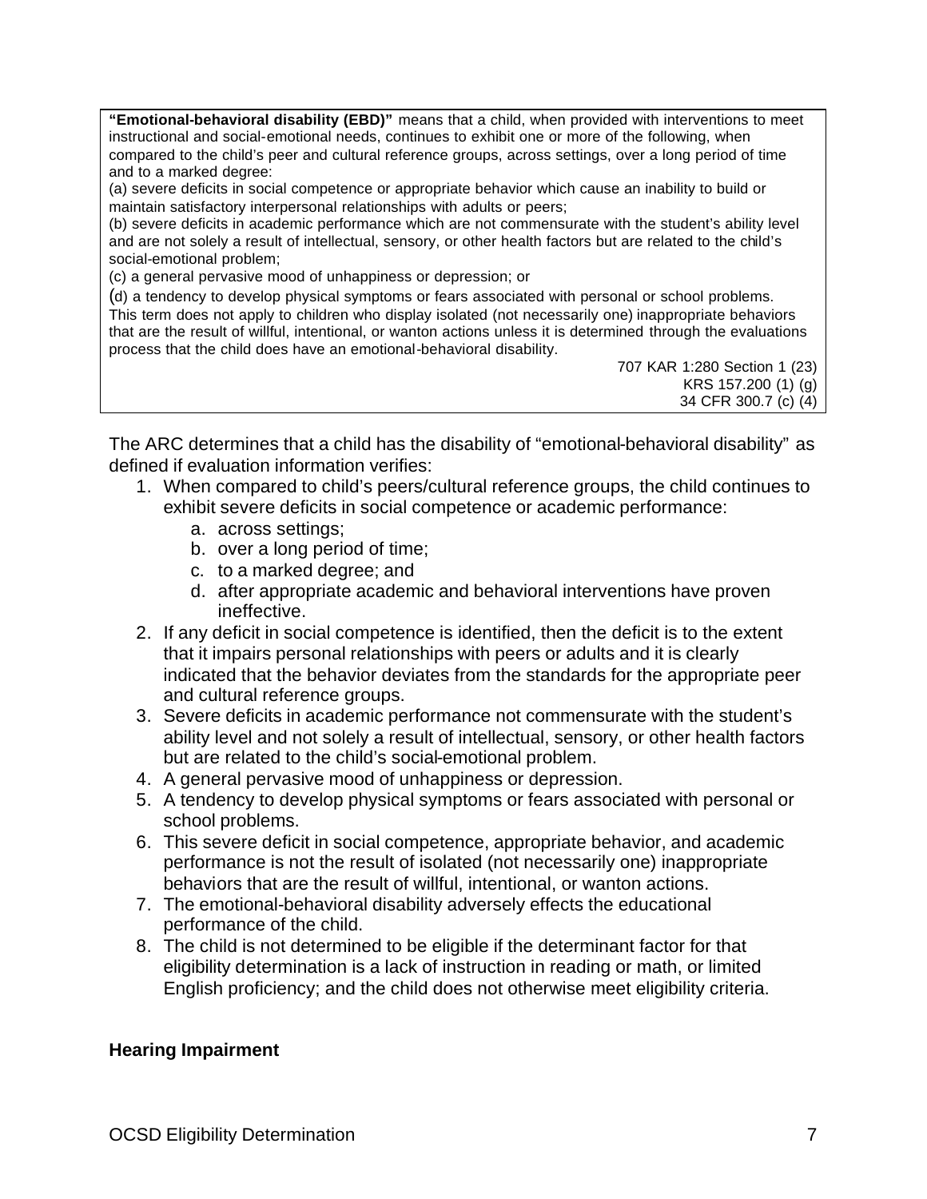> **"Emotional-behavioral disability (EBD)"** means that a child, when provided with interventions to meet instructional and social-emotional needs, continues to exhibit one or more of the following, when compared to the child's peer and cultural reference groups, across settings, over a long period of time and to a marked degree:
>
> (a) severe deficits in social competence or appropriate behavior which cause an inability to build or maintain satisfactory interpersonal relationships with adults or peers;
>
> (b) severe deficits in academic performance which are not commensurate with the student's ability level and are not solely a result of intellectual, sensory, or other health factors but are related to the child's social-emotional problem;
>
> (c) a general pervasive mood of unhappiness or depression; or
>
> (d) a tendency to develop physical symptoms or fears associated with personal or school problems.
>
> This term does not apply to children who display isolated (not necessarily one) inappropriate behaviors that are the result of willful, intentional, or wanton actions unless it is determined through the evaluations process that the child does have an emotional-behavioral disability.
>
> 707 KAR 1:280 Section 1 (23)
> KRS 157.200 (1) (g)
> 34 CFR 300.7 (c) (4)

The ARC determines that a child has the disability of "emotional-behavioral disability" as defined if evaluation information verifies:

1. When compared to child's peers/cultural reference groups, the child continues to exhibit severe deficits in social competence or academic performance:
   a. across settings;
   b. over a long period of time;
   c. to a marked degree; and
   d. after appropriate academic and behavioral interventions have proven ineffective.
2. If any deficit in social competence is identified, then the deficit is to the extent that it impairs personal relationships with peers or adults and it is clearly indicated that the behavior deviates from the standards for the appropriate peer and cultural reference groups.
3. Severe deficits in academic performance not commensurate with the student's ability level and not solely a result of intellectual, sensory, or other health factors but are related to the child's social-emotional problem.
4. A general pervasive mood of unhappiness or depression.
5. A tendency to develop physical symptoms or fears associated with personal or school problems.
6. This severe deficit in social competence, appropriate behavior, and academic performance is not the result of isolated (not necessarily one) inappropriate behaviors that are the result of willful, intentional, or wanton actions.
7. The emotional-behavioral disability adversely effects the educational performance of the child.
8. The child is not determined to be eligible if the determinant factor for that eligibility determination is a lack of instruction in reading or math, or limited English proficiency; and the child does not otherwise meet eligibility criteria.

**Hearing Impairment**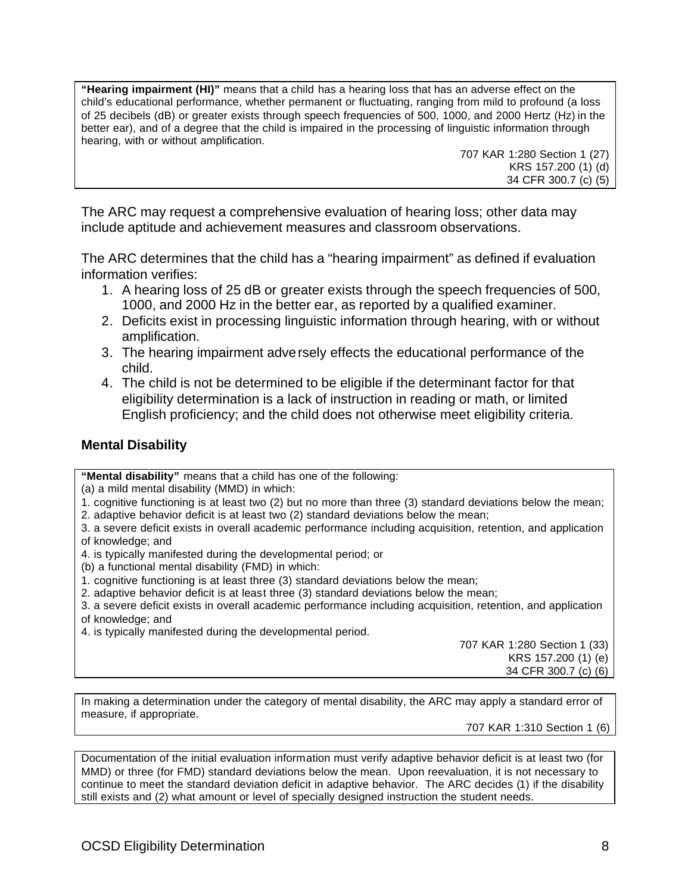**"Hearing impairment (HI)"** means that a child has a hearing loss that has an adverse effect on the child's educational performance, whether permanent or fluctuating, ranging from mild to profound (a loss of 25 decibels (dB) or greater exists through speech frequencies of 500, 1000, and 2000 Hertz (Hz) in the better ear), and of a degree that the child is impaired in the processing of linguistic information through hearing, with or without amplification.

707 KAR 1:280 Section 1 (27)
KRS 157.200 (1) (d)
34 CFR 300.7 (c) (5)

The ARC may request a comprehensive evaluation of hearing loss; other data may include aptitude and achievement measures and classroom observations.

The ARC determines that the child has a "hearing impairment" as defined if evaluation information verifies:

1. A hearing loss of 25 dB or greater exists through the speech frequencies of 500, 1000, and 2000 Hz in the better ear, as reported by a qualified examiner.
2. Deficits exist in processing linguistic information through hearing, with or without amplification.
3. The hearing impairment adversely effects the educational performance of the child.
4. The child is not be determined to be eligible if the determinant factor for that eligibility determination is a lack of instruction in reading or math, or limited English proficiency; and the child does not otherwise meet eligibility criteria.

### Mental Disability

**"Mental disability"** means that a child has one of the following:
(a) a mild mental disability (MMD) in which:
1. cognitive functioning is at least two (2) but no more than three (3) standard deviations below the mean;
2. adaptive behavior deficit is at least two (2) standard deviations below the mean;
3. a severe deficit exists in overall academic performance including acquisition, retention, and application of knowledge; and
4. is typically manifested during the developmental period; or
(b) a functional mental disability (FMD) in which:
1. cognitive functioning is at least three (3) standard deviations below the mean;
2. adaptive behavior deficit is at least three (3) standard deviations below the mean;
3. a severe deficit exists in overall academic performance including acquisition, retention, and application of knowledge; and
4. is typically manifested during the developmental period.

707 KAR 1:280 Section 1 (33)
KRS 157.200 (1) (e)
34 CFR 300.7 (c) (6)

In making a determination under the category of mental disability, the ARC may apply a standard error of measure, if appropriate.

707 KAR 1:310 Section 1 (6)

Documentation of the initial evaluation information must verify adaptive behavior deficit is at least two (for MMD) or three (for FMD) standard deviations below the mean. Upon reevaluation, it is not necessary to continue to meet the standard deviation deficit in adaptive behavior. The ARC decides (1) if the disability still exists and (2) what amount or level of specially designed instruction the student needs.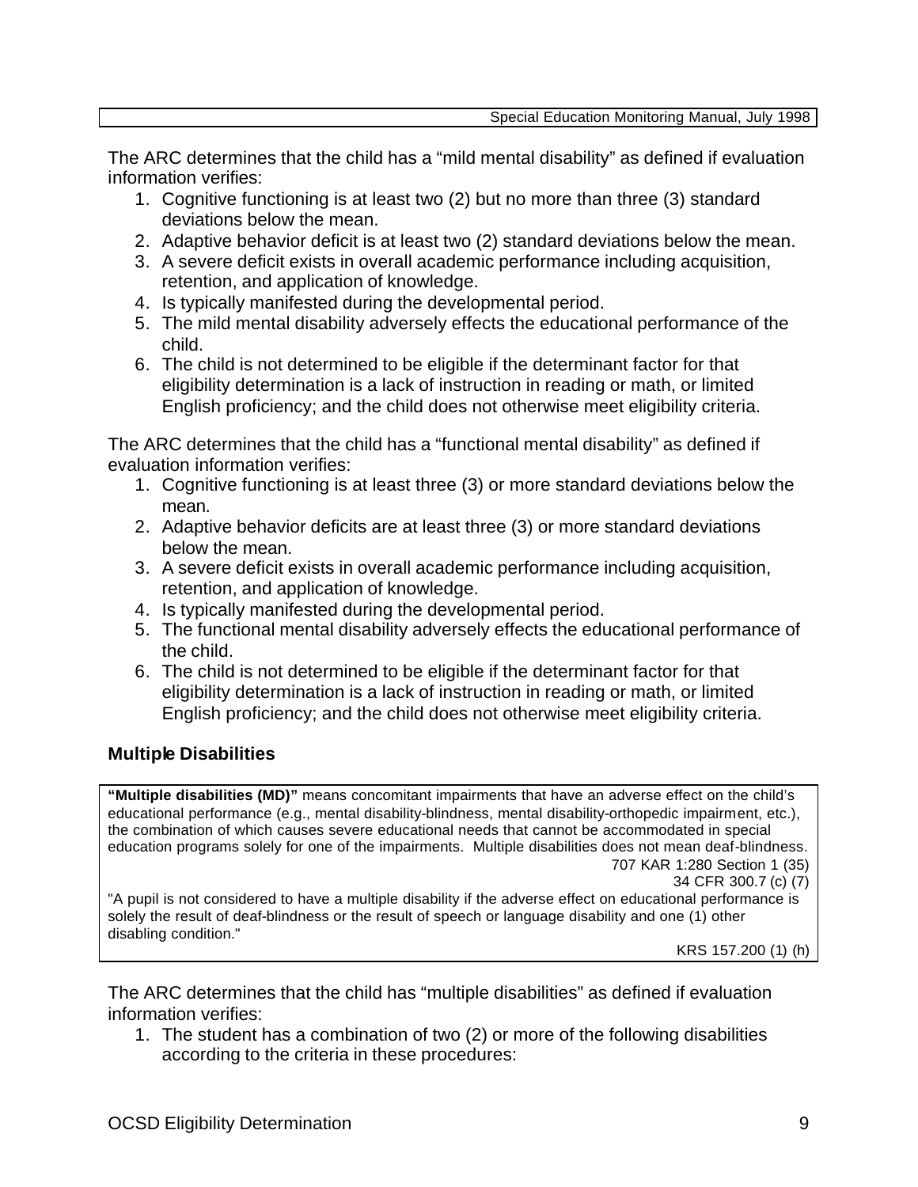The ARC determines that the child has a “mild mental disability” as defined if evaluation information verifies:

1. Cognitive functioning is at least two (2) but no more than three (3) standard deviations below the mean.
2. Adaptive behavior deficit is at least two (2) standard deviations below the mean.
3. A severe deficit exists in overall academic performance including acquisition, retention, and application of knowledge.
4. Is typically manifested during the developmental period.
5. The mild mental disability adversely effects the educational performance of the child.
6. The child is not determined to be eligible if the determinant factor for that eligibility determination is a lack of instruction in reading or math, or limited English proficiency; and the child does not otherwise meet eligibility criteria.

The ARC determines that the child has a “functional mental disability” as defined if evaluation information verifies:

1. Cognitive functioning is at least three (3) or more standard deviations below the mean.
2. Adaptive behavior deficits are at least three (3) or more standard deviations below the mean.
3. A severe deficit exists in overall academic performance including acquisition, retention, and application of knowledge.
4. Is typically manifested during the developmental period.
5. The functional mental disability adversely effects the educational performance of the child.
6. The child is not determined to be eligible if the determinant factor for that eligibility determination is a lack of instruction in reading or math, or limited English proficiency; and the child does not otherwise meet eligibility criteria.

### Multiple Disabilities

**“Multiple disabilities (MD)”** means concomitant impairments that have an adverse effect on the child’s educational performance (e.g., mental disability-blindness, mental disability-orthopedic impairment, etc.), the combination of which causes severe educational needs that cannot be accommodated in special education programs solely for one of the impairments. Multiple disabilities does not mean deaf-blindness.

707 KAR 1:280 Section 1 (35)
34 CFR 300.7 (c) (7)

"A pupil is not considered to have a multiple disability if the adverse effect on educational performance is solely the result of deaf-blindness or the result of speech or language disability and one (1) other disabling condition."

KRS 157.200 (1) (h)

The ARC determines that the child has “multiple disabilities” as defined if evaluation information verifies:

1. The student has a combination of two (2) or more of the following disabilities according to the criteria in these procedures: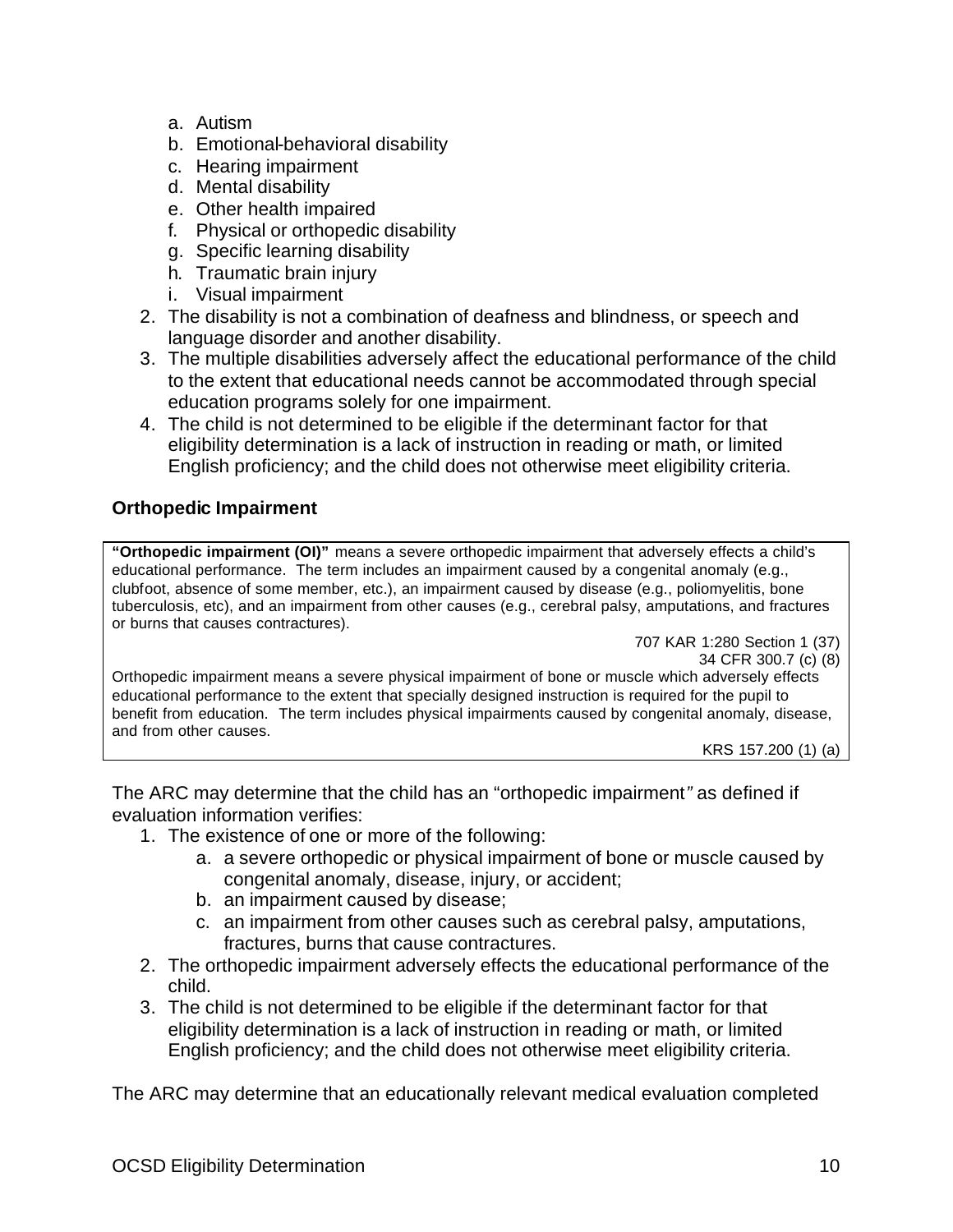a. Autism
   b. Emotional-behavioral disability
   c. Hearing impairment
   d. Mental disability
   e. Other health impaired
   f. Physical or orthopedic disability
   g. Specific learning disability
   h. Traumatic brain injury
   i. Visual impairment
2. The disability is not a combination of deafness and blindness, or speech and language disorder and another disability.
3. The multiple disabilities adversely affect the educational performance of the child to the extent that educational needs cannot be accommodated through special education programs solely for one impairment.
4. The child is not determined to be eligible if the determinant factor for that eligibility determination is a lack of instruction in reading or math, or limited English proficiency; and the child does not otherwise meet eligibility criteria.

### Orthopedic Impairment

> **"Orthopedic impairment (OI)"** means a severe orthopedic impairment that adversely effects a child's educational performance. The term includes an impairment caused by a congenital anomaly (e.g., clubfoot, absence of some member, etc.), an impairment caused by disease (e.g., poliomyelitis, bone tuberculosis, etc), and an impairment from other causes (e.g., cerebral palsy, amputations, and fractures or burns that causes contractures).
>
> 707 KAR 1:280 Section 1 (37)
> 34 CFR 300.7 (c) (8)
>
> Orthopedic impairment means a severe physical impairment of bone or muscle which adversely effects educational performance to the extent that specially designed instruction is required for the pupil to benefit from education. The term includes physical impairments caused by congenital anomaly, disease, and from other causes.
>
> KRS 157.200 (1) (a)

The ARC may determine that the child has an "orthopedic impairment" as defined if evaluation information verifies:

1. The existence of one or more of the following:
   a. a severe orthopedic or physical impairment of bone or muscle caused by congenital anomaly, disease, injury, or accident;
   b. an impairment caused by disease;
   c. an impairment from other causes such as cerebral palsy, amputations, fractures, burns that cause contractures.
2. The orthopedic impairment adversely effects the educational performance of the child.
3. The child is not determined to be eligible if the determinant factor for that eligibility determination is a lack of instruction in reading or math, or limited English proficiency; and the child does not otherwise meet eligibility criteria.

The ARC may determine that an educationally relevant medical evaluation completed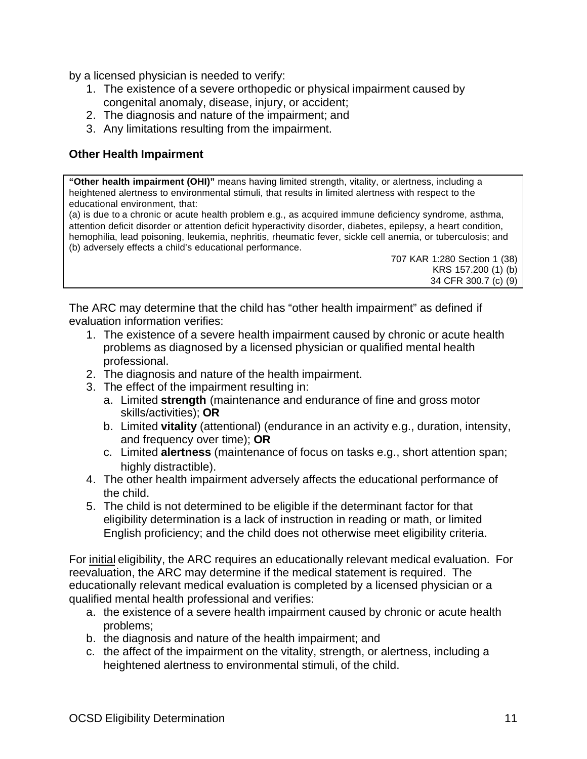by a licensed physician is needed to verify:

1. The existence of a severe orthopedic or physical impairment caused by congenital anomaly, disease, injury, or accident;
2. The diagnosis and nature of the impairment; and
3. Any limitations resulting from the impairment.

### Other Health Impairment

> **"Other health impairment (OHI)"** means having limited strength, vitality, or alertness, including a heightened alertness to environmental stimuli, that results in limited alertness with respect to the educational environment, that:
> (a) is due to a chronic or acute health problem e.g., as acquired immune deficiency syndrome, asthma, attention deficit disorder or attention deficit hyperactivity disorder, diabetes, epilepsy, a heart condition, hemophilia, lead poisoning, leukemia, nephritis, rheumatic fever, sickle cell anemia, or tuberculosis; and
> (b) adversely effects a child's educational performance.
>
> 707 KAR 1:280 Section 1 (38)
> KRS 157.200 (1) (b)
> 34 CFR 300.7 (c) (9)

The ARC may determine that the child has "other health impairment" as defined if evaluation information verifies:

1. The existence of a severe health impairment caused by chronic or acute health problems as diagnosed by a licensed physician or qualified mental health professional.
2. The diagnosis and nature of the health impairment.
3. The effect of the impairment resulting in:
   a. Limited **strength** (maintenance and endurance of fine and gross motor skills/activities); **OR**
   b. Limited **vitality** (attentional) (endurance in an activity e.g., duration, intensity, and frequency over time); **OR**
   c. Limited **alertness** (maintenance of focus on tasks e.g., short attention span; highly distractible).
4. The other health impairment adversely affects the educational performance of the child.
5. The child is not determined to be eligible if the determinant factor for that eligibility determination is a lack of instruction in reading or math, or limited English proficiency; and the child does not otherwise meet eligibility criteria.

For <u>initial</u> eligibility, the ARC requires an educationally relevant medical evaluation. For reevaluation, the ARC may determine if the medical statement is required. The educationally relevant medical evaluation is completed by a licensed physician or a qualified mental health professional and verifies:

a. the existence of a severe health impairment caused by chronic or acute health problems;
b. the diagnosis and nature of the health impairment; and
c. the affect of the impairment on the vitality, strength, or alertness, including a heightened alertness to environmental stimuli, of the child.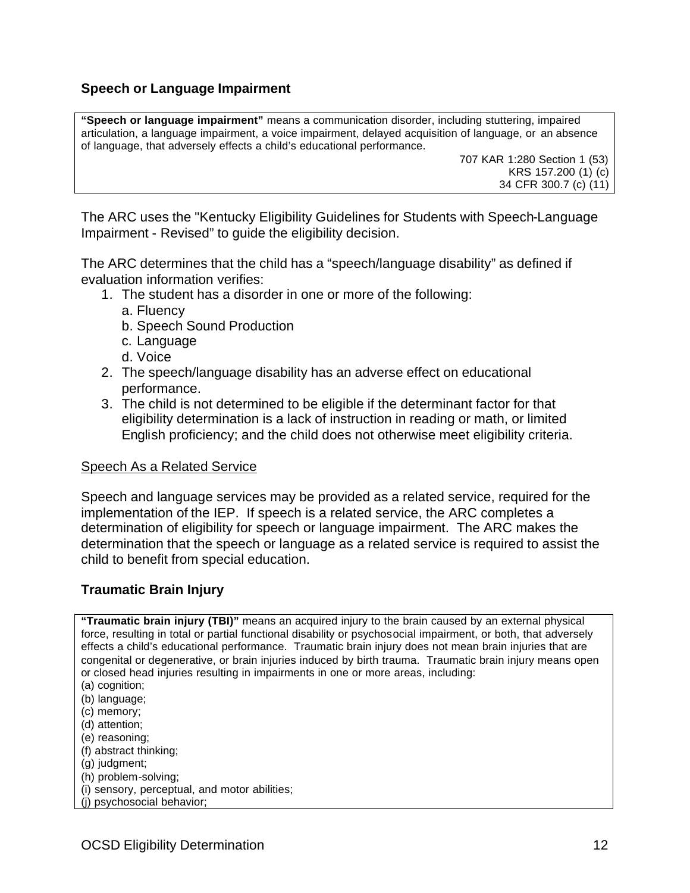### Speech or Language Impairment

> **"Speech or language impairment"** means a communication disorder, including stuttering, impaired articulation, a language impairment, a voice impairment, delayed acquisition of language, or an absence of language, that adversely effects a child's educational performance.
>
> 707 KAR 1:280 Section 1 (53)
> KRS 157.200 (1) (c)
> 34 CFR 300.7 (c) (11)

The ARC uses the "Kentucky Eligibility Guidelines for Students with Speech-Language Impairment - Revised" to guide the eligibility decision.

The ARC determines that the child has a "speech/language disability" as defined if evaluation information verifies:

1. The student has a disorder in one or more of the following:
   a. Fluency
   b. Speech Sound Production
   c. Language
   d. Voice
2. The speech/language disability has an adverse effect on educational performance.
3. The child is not determined to be eligible if the determinant factor for that eligibility determination is a lack of instruction in reading or math, or limited English proficiency; and the child does not otherwise meet eligibility criteria.

Speech As a Related Service

Speech and language services may be provided as a related service, required for the implementation of the IEP. If speech is a related service, the ARC completes a determination of eligibility for speech or language impairment. The ARC makes the determination that the speech or language as a related service is required to assist the child to benefit from special education.

### Traumatic Brain Injury

> **"Traumatic brain injury (TBI)"** means an acquired injury to the brain caused by an external physical force, resulting in total or partial functional disability or psychosocial impairment, or both, that adversely effects a child's educational performance. Traumatic brain injury does not mean brain injuries that are congenital or degenerative, or brain injuries induced by birth trauma. Traumatic brain injury means open or closed head injuries resulting in impairments in one or more areas, including:
> (a) cognition;
> (b) language;
> (c) memory;
> (d) attention;
> (e) reasoning;
> (f) abstract thinking;
> (g) judgment;
> (h) problem-solving;
> (i) sensory, perceptual, and motor abilities;
> (j) psychosocial behavior;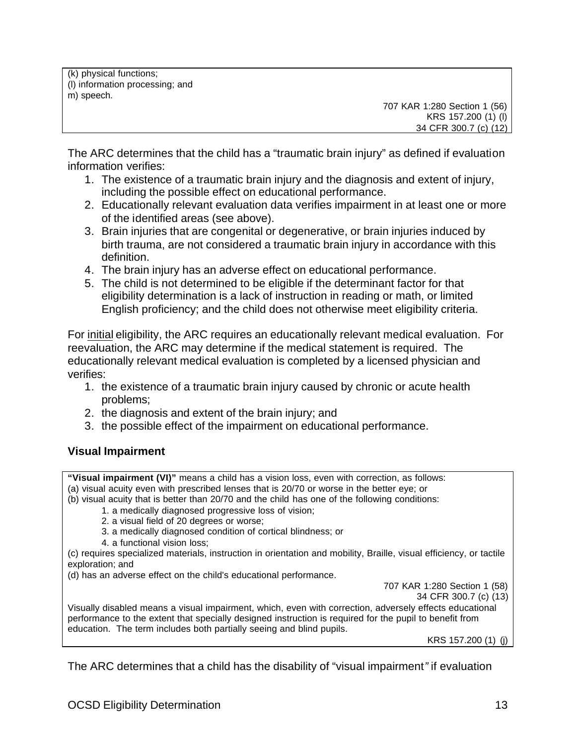(k) physical functions;
(l) information processing; and
m) speech.

707 KAR 1:280 Section 1 (56)
KRS 157.200 (1) (l)
34 CFR 300.7 (c) (12)

The ARC determines that the child has a "traumatic brain injury" as defined if evaluation information verifies:

1. The existence of a traumatic brain injury and the diagnosis and extent of injury, including the possible effect on educational performance.
2. Educationally relevant evaluation data verifies impairment in at least one or more of the identified areas (see above).
3. Brain injuries that are congenital or degenerative, or brain injuries induced by birth trauma, are not considered a traumatic brain injury in accordance with this definition.
4. The brain injury has an adverse effect on educational performance.
5. The child is not determined to be eligible if the determinant factor for that eligibility determination is a lack of instruction in reading or math, or limited English proficiency; and the child does not otherwise meet eligibility criteria.

For initial eligibility, the ARC requires an educationally relevant medical evaluation. For reevaluation, the ARC may determine if the medical statement is required. The educationally relevant medical evaluation is completed by a licensed physician and verifies:

1. the existence of a traumatic brain injury caused by chronic or acute health problems;
2. the diagnosis and extent of the brain injury; and
3. the possible effect of the impairment on educational performance.

### Visual Impairment

**"Visual impairment (VI)"** means a child has a vision loss, even with correction, as follows:
(a) visual acuity even with prescribed lenses that is 20/70 or worse in the better eye; or
(b) visual acuity that is better than 20/70 and the child has one of the following conditions:

1. a medically diagnosed progressive loss of vision;
2. a visual field of 20 degrees or worse;
3. a medically diagnosed condition of cortical blindness; or
4. a functional vision loss;

(c) requires specialized materials, instruction in orientation and mobility, Braille, visual efficiency, or tactile exploration; and
(d) has an adverse effect on the child's educational performance.

707 KAR 1:280 Section 1 (58)
34 CFR 300.7 (c) (13)

Visually disabled means a visual impairment, which, even with correction, adversely effects educational performance to the extent that specially designed instruction is required for the pupil to benefit from education. The term includes both partially seeing and blind pupils.

KRS 157.200 (1) (j)

The ARC determines that a child has the disability of "visual impairment" if evaluation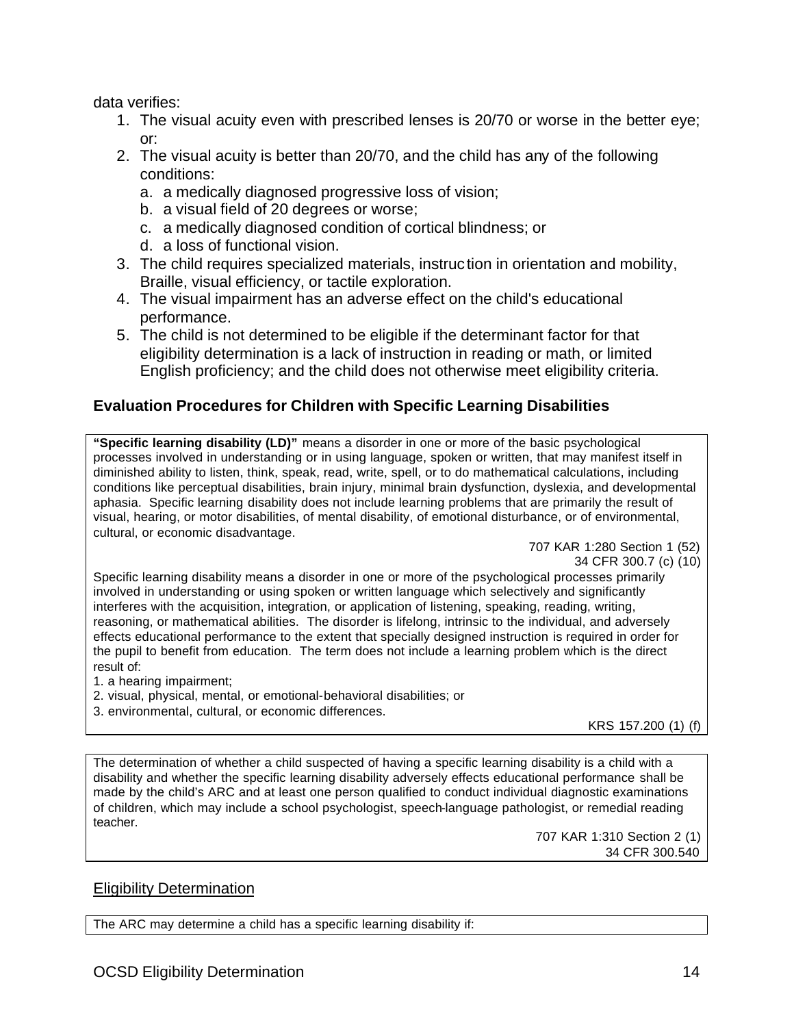data verifies:

1. The visual acuity even with prescribed lenses is 20/70 or worse in the better eye; or:
2. The visual acuity is better than 20/70, and the child has any of the following conditions:
   a. a medically diagnosed progressive loss of vision;
   b. a visual field of 20 degrees or worse;
   c. a medically diagnosed condition of cortical blindness; or
   d. a loss of functional vision.
3. The child requires specialized materials, instruction in orientation and mobility, Braille, visual efficiency, or tactile exploration.
4. The visual impairment has an adverse effect on the child's educational performance.
5. The child is not determined to be eligible if the determinant factor for that eligibility determination is a lack of instruction in reading or math, or limited English proficiency; and the child does not otherwise meet eligibility criteria.

### Evaluation Procedures for Children with Specific Learning Disabilities

**"Specific learning disability (LD)"** means a disorder in one or more of the basic psychological processes involved in understanding or in using language, spoken or written, that may manifest itself in diminished ability to listen, think, speak, read, write, spell, or to do mathematical calculations, including conditions like perceptual disabilities, brain injury, minimal brain dysfunction, dyslexia, and developmental aphasia. Specific learning disability does not include learning problems that are primarily the result of visual, hearing, or motor disabilities, of mental disability, of emotional disturbance, or of environmental, cultural, or economic disadvantage.

707 KAR 1:280 Section 1 (52)
34 CFR 300.7 (c) (10)

Specific learning disability means a disorder in one or more of the psychological processes primarily involved in understanding or using spoken or written language which selectively and significantly interferes with the acquisition, integration, or application of listening, speaking, reading, writing, reasoning, or mathematical abilities. The disorder is lifelong, intrinsic to the individual, and adversely effects educational performance to the extent that specially designed instruction is required in order for the pupil to benefit from education. The term does not include a learning problem which is the direct result of:

1. a hearing impairment;
2. visual, physical, mental, or emotional-behavioral disabilities; or
3. environmental, cultural, or economic differences.

KRS 157.200 (1) (f)

The determination of whether a child suspected of having a specific learning disability is a child with a disability and whether the specific learning disability adversely effects educational performance shall be made by the child's ARC and at least one person qualified to conduct individual diagnostic examinations of children, which may include a school psychologist, speech-language pathologist, or remedial reading teacher.

707 KAR 1:310 Section 2 (1)
34 CFR 300.540

#### Eligibility Determination

The ARC may determine a child has a specific learning disability if: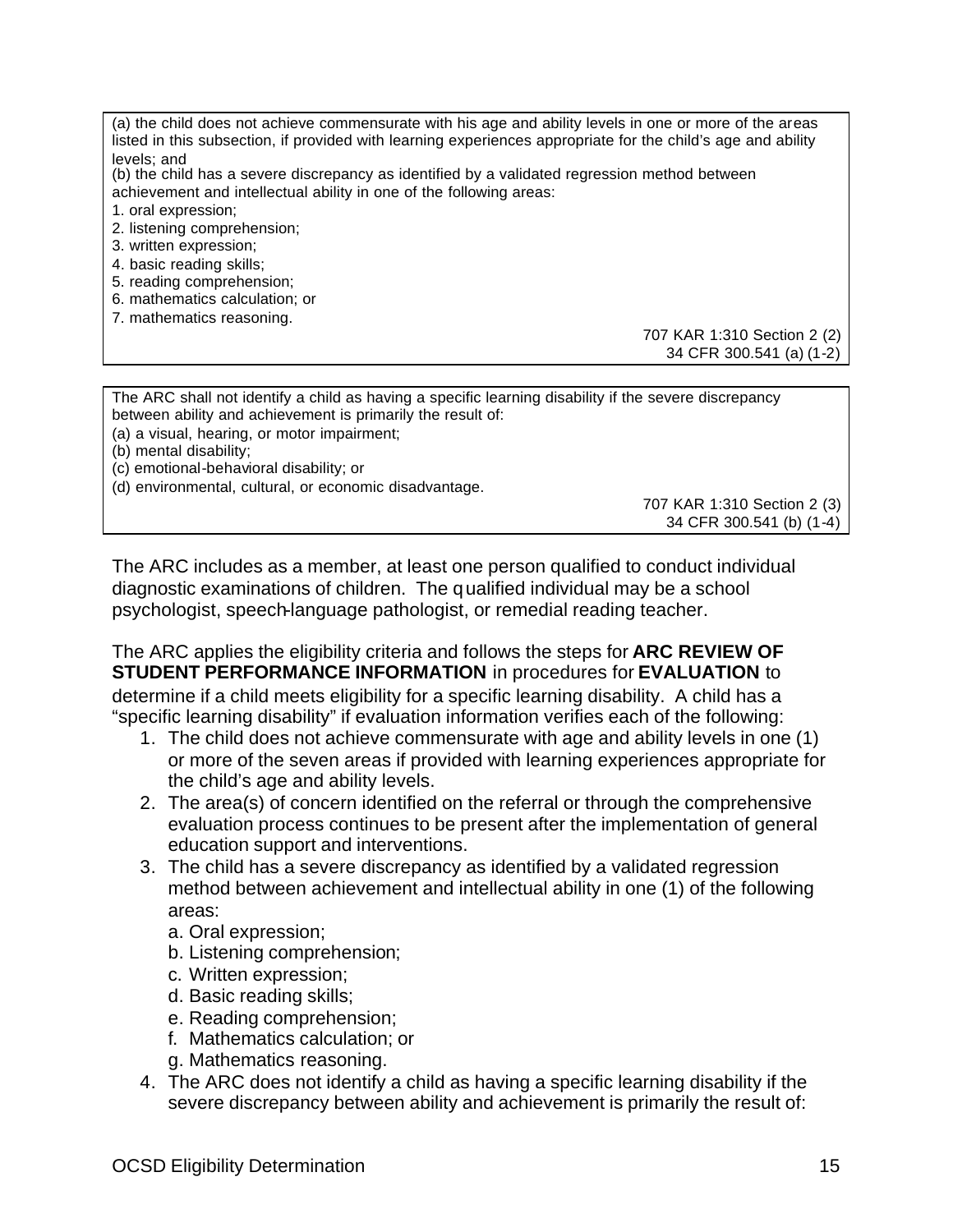(a) the child does not achieve commensurate with his age and ability levels in one or more of the areas listed in this subsection, if provided with learning experiences appropriate for the child's age and ability levels; and
(b) the child has a severe discrepancy as identified by a validated regression method between achievement and intellectual ability in one of the following areas:
1. oral expression;
2. listening comprehension;
3. written expression;
4. basic reading skills;
5. reading comprehension;
6. mathematics calculation; or
7. mathematics reasoning.

707 KAR 1:310 Section 2 (2)
34 CFR 300.541 (a) (1-2)

---

The ARC shall not identify a child as having a specific learning disability if the severe discrepancy between ability and achievement is primarily the result of:
(a) a visual, hearing, or motor impairment;
(b) mental disability;
(c) emotional-behavioral disability; or
(d) environmental, cultural, or economic disadvantage.

707 KAR 1:310 Section 2 (3)
34 CFR 300.541 (b) (1-4)

---

The ARC includes as a member, at least one person qualified to conduct individual diagnostic examinations of children. The qualified individual may be a school psychologist, speech-language pathologist, or remedial reading teacher.

The ARC applies the eligibility criteria and follows the steps for **ARC REVIEW OF STUDENT PERFORMANCE INFORMATION** in procedures for **EVALUATION** to determine if a child meets eligibility for a specific learning disability. A child has a "specific learning disability" if evaluation information verifies each of the following:

1. The child does not achieve commensurate with age and ability levels in one (1) or more of the seven areas if provided with learning experiences appropriate for the child's age and ability levels.
2. The area(s) of concern identified on the referral or through the comprehensive evaluation process continues to be present after the implementation of general education support and interventions.
3. The child has a severe discrepancy as identified by a validated regression method between achievement and intellectual ability in one (1) of the following areas:
   a. Oral expression;
   b. Listening comprehension;
   c. Written expression;
   d. Basic reading skills;
   e. Reading comprehension;
   f. Mathematics calculation; or
   g. Mathematics reasoning.
4. The ARC does not identify a child as having a specific learning disability if the severe discrepancy between ability and achievement is primarily the result of: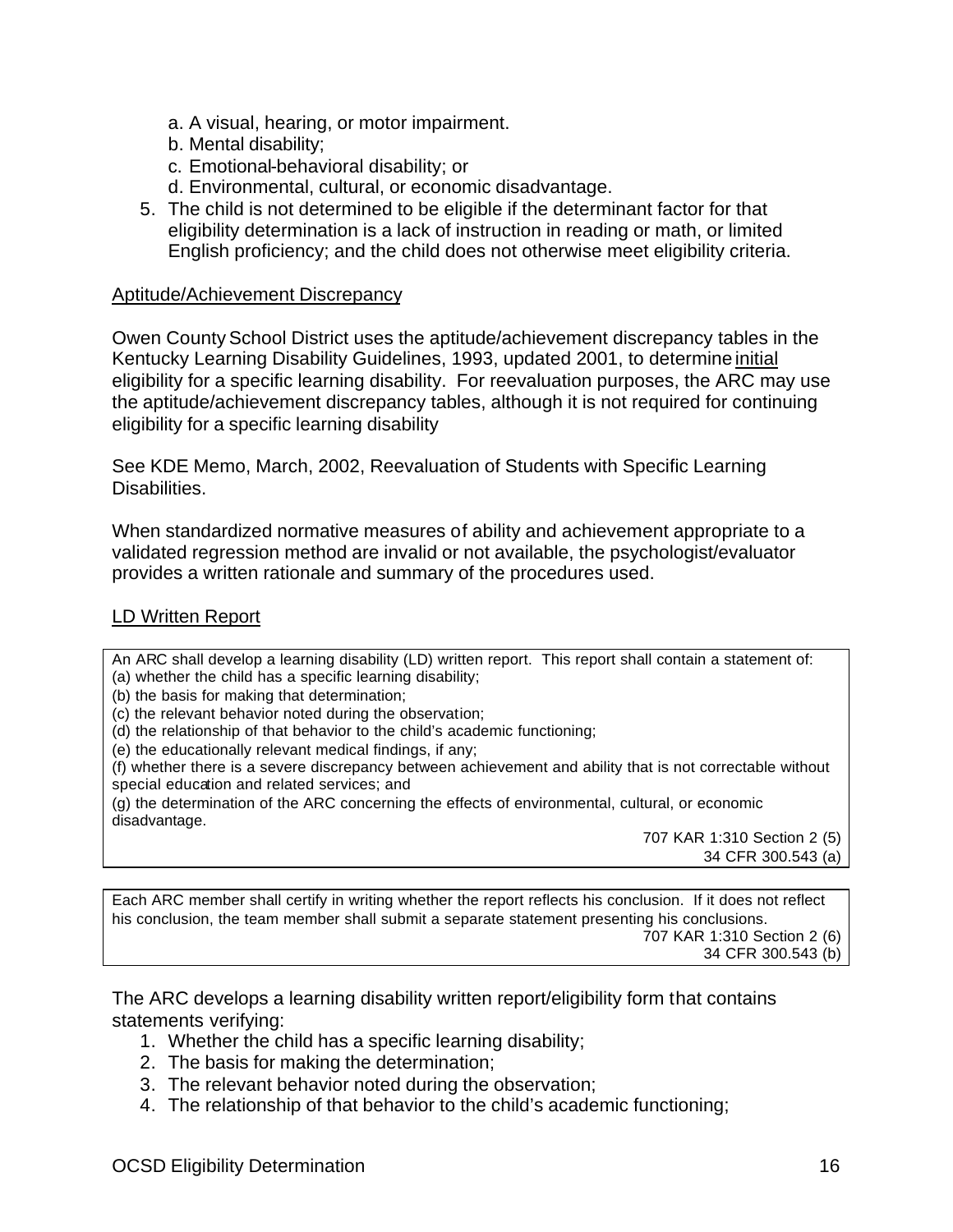a. A visual, hearing, or motor impairment.
   b. Mental disability;
   c. Emotional-behavioral disability; or
   d. Environmental, cultural, or economic disadvantage.
5. The child is not determined to be eligible if the determinant factor for that eligibility determination is a lack of instruction in reading or math, or limited English proficiency; and the child does not otherwise meet eligibility criteria.

<u>Aptitude/Achievement Discrepancy</u>

Owen County School District uses the aptitude/achievement discrepancy tables in the Kentucky Learning Disability Guidelines, 1993, updated 2001, to determine <u>initial</u> eligibility for a specific learning disability. For reevaluation purposes, the ARC may use the aptitude/achievement discrepancy tables, although it is not required for continuing eligibility for a specific learning disability

See KDE Memo, March, 2002, Reevaluation of Students with Specific Learning Disabilities.

When standardized normative measures of ability and achievement appropriate to a validated regression method are invalid or not available, the psychologist/evaluator provides a written rationale and summary of the procedures used.

<u>LD Written Report</u>

> An ARC shall develop a learning disability (LD) written report. This report shall contain a statement of:
> (a) whether the child has a specific learning disability;
> (b) the basis for making that determination;
> (c) the relevant behavior noted during the observation;
> (d) the relationship of that behavior to the child's academic functioning;
> (e) the educationally relevant medical findings, if any;
> (f) whether there is a severe discrepancy between achievement and ability that is not correctable without special education and related services; and
> (g) the determination of the ARC concerning the effects of environmental, cultural, or economic disadvantage.
>
> 707 KAR 1:310 Section 2 (5)
> 34 CFR 300.543 (a)

> Each ARC member shall certify in writing whether the report reflects his conclusion. If it does not reflect his conclusion, the team member shall submit a separate statement presenting his conclusions.
>
> 707 KAR 1:310 Section 2 (6)
> 34 CFR 300.543 (b)

The ARC develops a learning disability written report/eligibility form that contains statements verifying:

1. Whether the child has a specific learning disability;
2. The basis for making the determination;
3. The relevant behavior noted during the observation;
4. The relationship of that behavior to the child's academic functioning;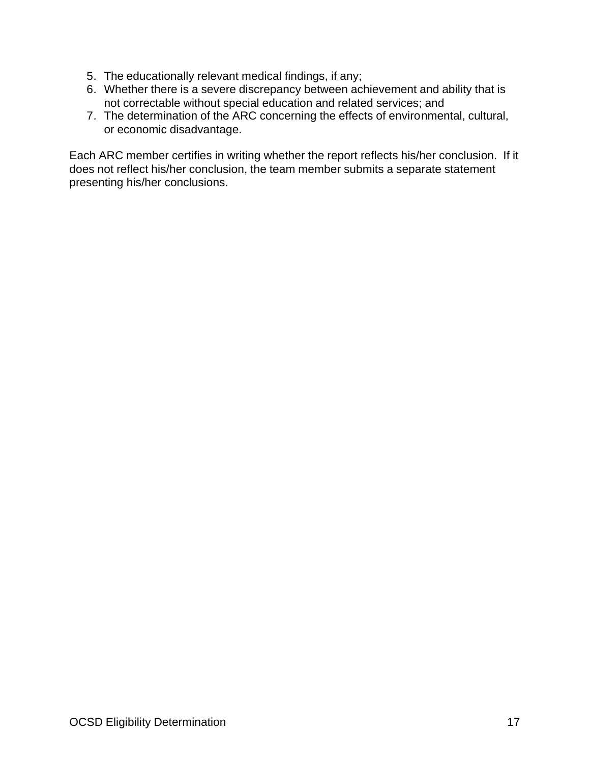5. The educationally relevant medical findings, if any;
6. Whether there is a severe discrepancy between achievement and ability that is not correctable without special education and related services; and
7. The determination of the ARC concerning the effects of environmental, cultural, or economic disadvantage.

Each ARC member certifies in writing whether the report reflects his/her conclusion. If it does not reflect his/her conclusion, the team member submits a separate statement presenting his/her conclusions.